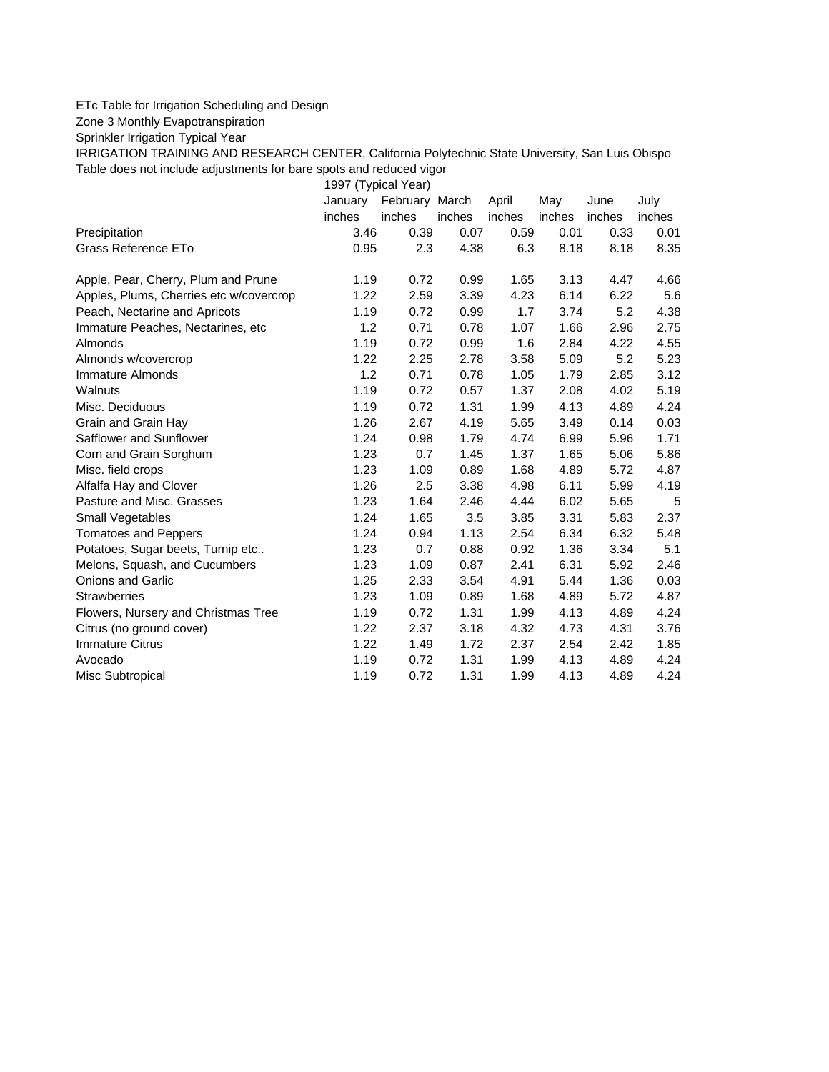ETc Table for Irrigation Scheduling and Design

Zone 3 Monthly Evapotranspiration

Sprinkler Irrigation Typical Year

IRRIGATION TRAINING AND RESEARCH CENTER, California Polytechnic State University, San Luis Obispo

Table does not include adjustments for bare spots and reduced vigor

| | 1997 (Typical Year) | | | | | | |
|---|---|---|---|---|---|---|---|
| | January | February | March | April | May | June | July |
| | inches | inches | inches | inches | inches | inches | inches |
| Precipitation | 3.46 | 0.39 | 0.07 | 0.59 | 0.01 | 0.33 | 0.01 |
| Grass Reference ETo | 0.95 | 2.3 | 4.38 | 6.3 | 8.18 | 8.18 | 8.35 |
| | | | | | | | |
| Apple, Pear, Cherry, Plum and Prune | 1.19 | 0.72 | 0.99 | 1.65 | 3.13 | 4.47 | 4.66 |
| Apples, Plums, Cherries etc w/covercrop | 1.22 | 2.59 | 3.39 | 4.23 | 6.14 | 6.22 | 5.6 |
| Peach, Nectarine and Apricots | 1.19 | 0.72 | 0.99 | 1.7 | 3.74 | 5.2 | 4.38 |
| Immature Peaches, Nectarines, etc | 1.2 | 0.71 | 0.78 | 1.07 | 1.66 | 2.96 | 2.75 |
| Almonds | 1.19 | 0.72 | 0.99 | 1.6 | 2.84 | 4.22 | 4.55 |
| Almonds w/covercrop | 1.22 | 2.25 | 2.78 | 3.58 | 5.09 | 5.2 | 5.23 |
| Immature Almonds | 1.2 | 0.71 | 0.78 | 1.05 | 1.79 | 2.85 | 3.12 |
| Walnuts | 1.19 | 0.72 | 0.57 | 1.37 | 2.08 | 4.02 | 5.19 |
| Misc. Deciduous | 1.19 | 0.72 | 1.31 | 1.99 | 4.13 | 4.89 | 4.24 |
| Grain and Grain Hay | 1.26 | 2.67 | 4.19 | 5.65 | 3.49 | 0.14 | 0.03 |
| Safflower and Sunflower | 1.24 | 0.98 | 1.79 | 4.74 | 6.99 | 5.96 | 1.71 |
| Corn and Grain Sorghum | 1.23 | 0.7 | 1.45 | 1.37 | 1.65 | 5.06 | 5.86 |
| Misc. field crops | 1.23 | 1.09 | 0.89 | 1.68 | 4.89 | 5.72 | 4.87 |
| Alfalfa Hay and Clover | 1.26 | 2.5 | 3.38 | 4.98 | 6.11 | 5.99 | 4.19 |
| Pasture and Misc. Grasses | 1.23 | 1.64 | 2.46 | 4.44 | 6.02 | 5.65 | 5 |
| Small Vegetables | 1.24 | 1.65 | 3.5 | 3.85 | 3.31 | 5.83 | 2.37 |
| Tomatoes and Peppers | 1.24 | 0.94 | 1.13 | 2.54 | 6.34 | 6.32 | 5.48 |
| Potatoes, Sugar beets, Turnip etc.. | 1.23 | 0.7 | 0.88 | 0.92 | 1.36 | 3.34 | 5.1 |
| Melons, Squash, and Cucumbers | 1.23 | 1.09 | 0.87 | 2.41 | 6.31 | 5.92 | 2.46 |
| Onions and Garlic | 1.25 | 2.33 | 3.54 | 4.91 | 5.44 | 1.36 | 0.03 |
| Strawberries | 1.23 | 1.09 | 0.89 | 1.68 | 4.89 | 5.72 | 4.87 |
| Flowers, Nursery and Christmas Tree | 1.19 | 0.72 | 1.31 | 1.99 | 4.13 | 4.89 | 4.24 |
| Citrus (no ground cover) | 1.22 | 2.37 | 3.18 | 4.32 | 4.73 | 4.31 | 3.76 |
| Immature Citrus | 1.22 | 1.49 | 1.72 | 2.37 | 2.54 | 2.42 | 1.85 |
| Avocado | 1.19 | 0.72 | 1.31 | 1.99 | 4.13 | 4.89 | 4.24 |
| Misc Subtropical | 1.19 | 0.72 | 1.31 | 1.99 | 4.13 | 4.89 | 4.24 |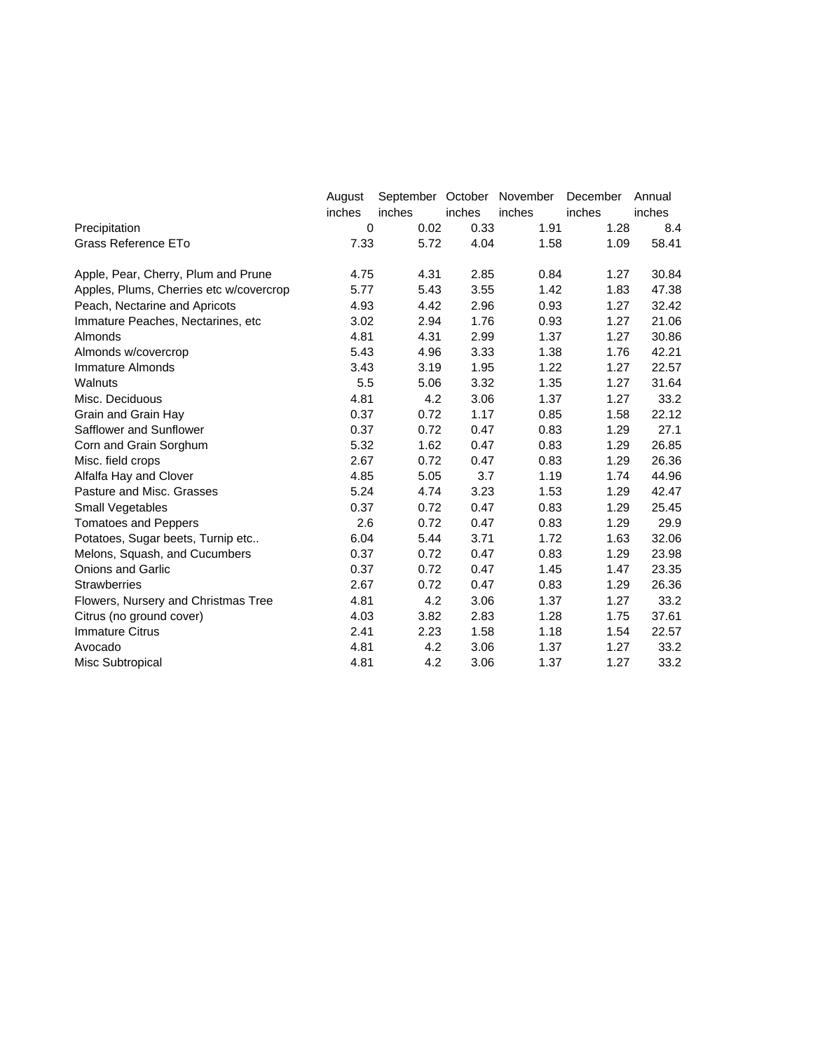| | August inches | September inches | October inches | November inches | December inches | Annual inches |
|---|---|---|---|---|---|---|
| Precipitation | 0 | 0.02 | 0.33 | 1.91 | 1.28 | 8.4 |
| Grass Reference ETo | 7.33 | 5.72 | 4.04 | 1.58 | 1.09 | 58.41 |
| | | | | | | |
| Apple, Pear, Cherry, Plum and Prune | 4.75 | 4.31 | 2.85 | 0.84 | 1.27 | 30.84 |
| Apples, Plums, Cherries etc w/covercrop | 5.77 | 5.43 | 3.55 | 1.42 | 1.83 | 47.38 |
| Peach, Nectarine and Apricots | 4.93 | 4.42 | 2.96 | 0.93 | 1.27 | 32.42 |
| Immature Peaches, Nectarines, etc | 3.02 | 2.94 | 1.76 | 0.93 | 1.27 | 21.06 |
| Almonds | 4.81 | 4.31 | 2.99 | 1.37 | 1.27 | 30.86 |
| Almonds w/covercrop | 5.43 | 4.96 | 3.33 | 1.38 | 1.76 | 42.21 |
| Immature Almonds | 3.43 | 3.19 | 1.95 | 1.22 | 1.27 | 22.57 |
| Walnuts | 5.5 | 5.06 | 3.32 | 1.35 | 1.27 | 31.64 |
| Misc. Deciduous | 4.81 | 4.2 | 3.06 | 1.37 | 1.27 | 33.2 |
| Grain and Grain Hay | 0.37 | 0.72 | 1.17 | 0.85 | 1.58 | 22.12 |
| Safflower and Sunflower | 0.37 | 0.72 | 0.47 | 0.83 | 1.29 | 27.1 |
| Corn and Grain Sorghum | 5.32 | 1.62 | 0.47 | 0.83 | 1.29 | 26.85 |
| Misc. field crops | 2.67 | 0.72 | 0.47 | 0.83 | 1.29 | 26.36 |
| Alfalfa Hay and Clover | 4.85 | 5.05 | 3.7 | 1.19 | 1.74 | 44.96 |
| Pasture and Misc. Grasses | 5.24 | 4.74 | 3.23 | 1.53 | 1.29 | 42.47 |
| Small Vegetables | 0.37 | 0.72 | 0.47 | 0.83 | 1.29 | 25.45 |
| Tomatoes and Peppers | 2.6 | 0.72 | 0.47 | 0.83 | 1.29 | 29.9 |
| Potatoes, Sugar beets, Turnip etc.. | 6.04 | 5.44 | 3.71 | 1.72 | 1.63 | 32.06 |
| Melons, Squash, and Cucumbers | 0.37 | 0.72 | 0.47 | 0.83 | 1.29 | 23.98 |
| Onions and Garlic | 0.37 | 0.72 | 0.47 | 1.45 | 1.47 | 23.35 |
| Strawberries | 2.67 | 0.72 | 0.47 | 0.83 | 1.29 | 26.36 |
| Flowers, Nursery and Christmas Tree | 4.81 | 4.2 | 3.06 | 1.37 | 1.27 | 33.2 |
| Citrus (no ground cover) | 4.03 | 3.82 | 2.83 | 1.28 | 1.75 | 37.61 |
| Immature Citrus | 2.41 | 2.23 | 1.58 | 1.18 | 1.54 | 22.57 |
| Avocado | 4.81 | 4.2 | 3.06 | 1.37 | 1.27 | 33.2 |
| Misc Subtropical | 4.81 | 4.2 | 3.06 | 1.37 | 1.27 | 33.2 |